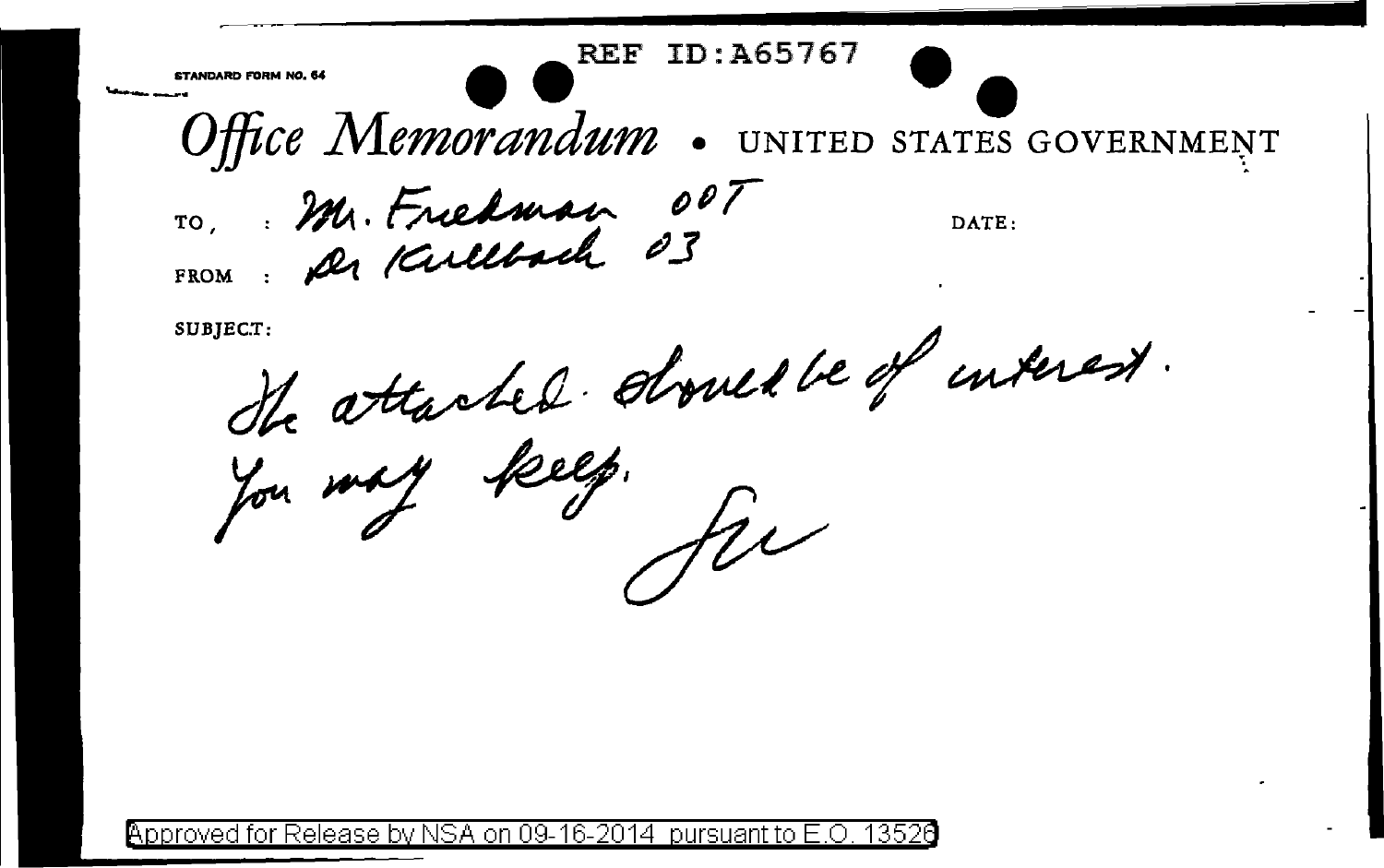REF ID:A65767

STANDARD FORM NO. 64

# Office Memorandum • UNITED STATES GOVERNMENT

TO : Mr. Friedman 00T

FROM : Dr Kullback 03

DATE:

SUBJECT:

The attached should be of interest.

You may keep.

SK

Approved for Release by NSA on 09-16-2014 pursuant to E.O. 13526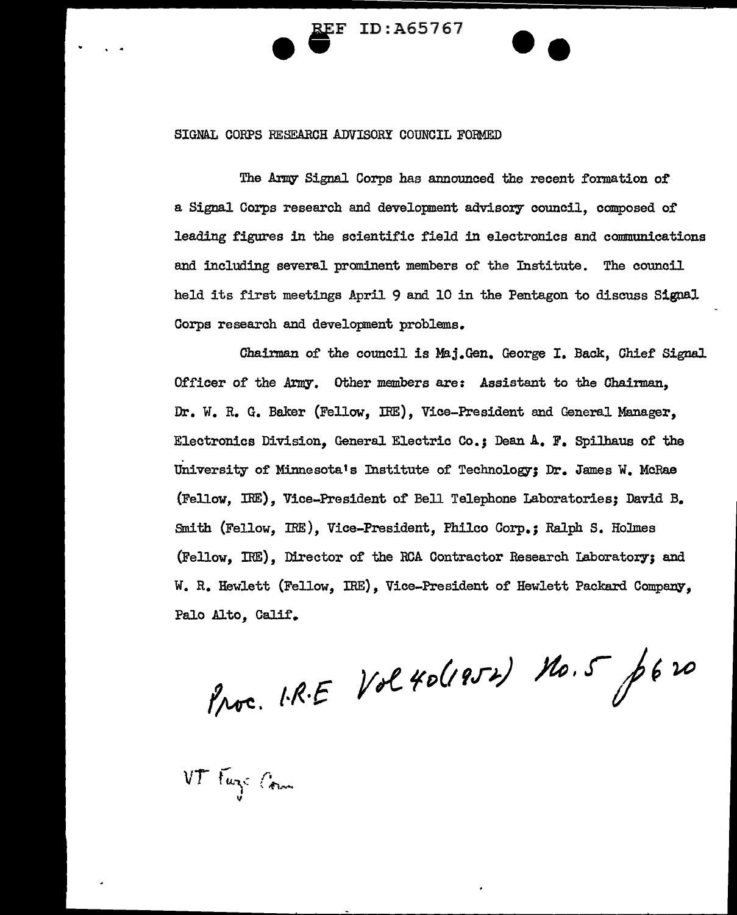REF ID:A65767

SIGNAL CORPS RESEARCH ADVISORY COUNCIL FORMED

The Army Signal Corps has announced the recent formation of a Signal Corps research and development advisory council, composed of leading figures in the scientific field in electronics and communications and including several prominent members of the Institute. The council held its first meetings April 9 and 10 in the Pentagon to discuss Signal Corps research and development problems.

Chairman of the council is Maj.Gen. George I. Back, Chief Signal Officer of the Army. Other members are: Assistant to the Chairman, Dr. W. R. G. Baker (Fellow, IRE), Vice-President and General Manager, Electronics Division, General Electric Co.; Dean A. F. Spilhaus of the University of Minnesota's Institute of Technology; Dr. James W. McRae (Fellow, IRE), Vice-President of Bell Telephone Laboratories; David B. Smith (Fellow, IRE), Vice-President, Philco Corp.; Ralph S. Holmes (Fellow, IRE), Director of the RCA Contractor Research Laboratory; and W. R. Hewlett (Fellow, IRE), Vice-President of Hewlett Packard Company, Palo Alto, Calif.

Proc. I.R.E Vol 40(1952) No. 5 p 620

VT Fuze Com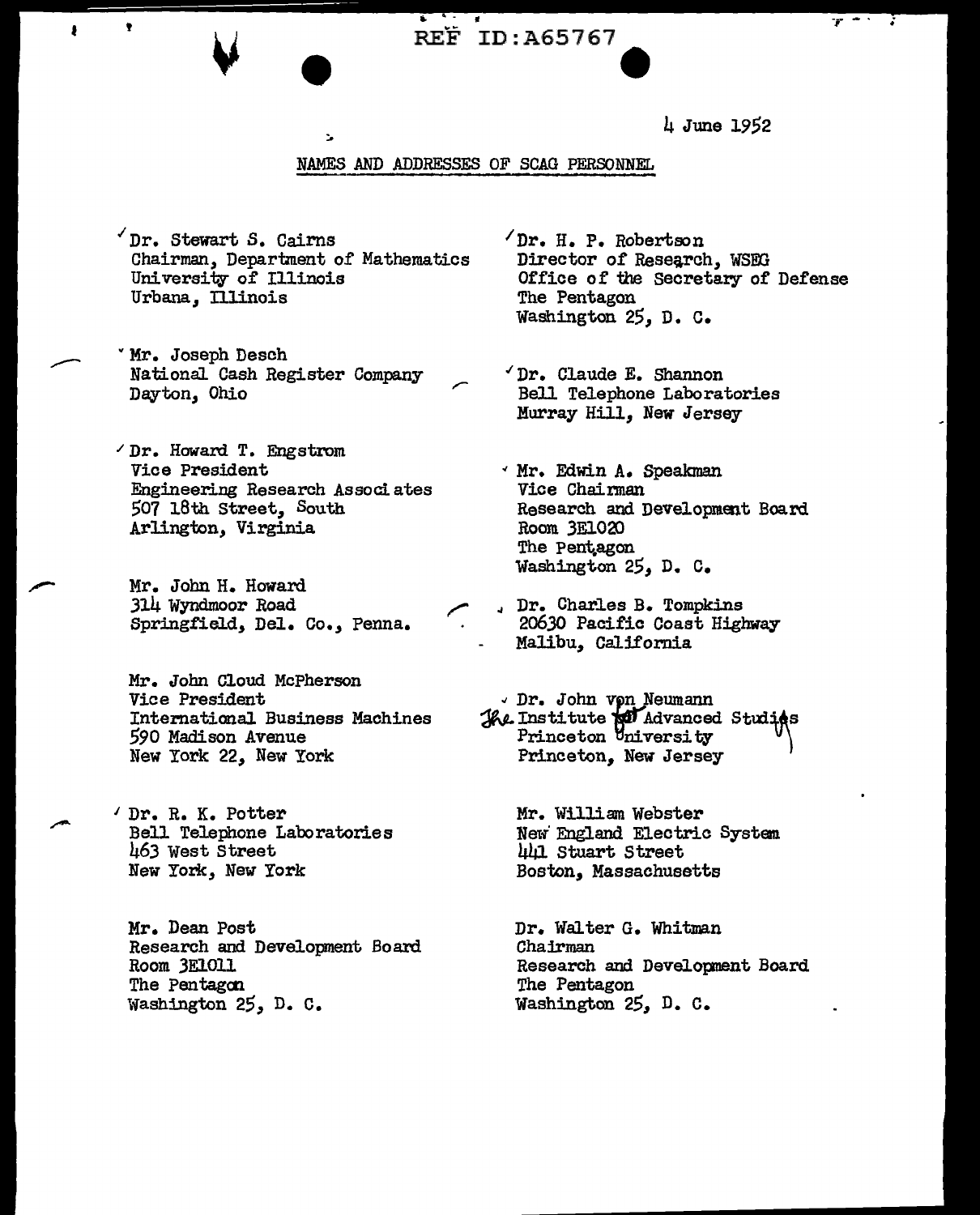REF ID:A65767

4 June 1952

## NAMES AND ADDRESSES OF SCAG PERSONNEL

Dr. Stewart S. Cairns
Chairman, Department of Mathematics
University of Illinois
Urbana, Illinois

Mr. Joseph Desch
National Cash Register Company
Dayton, Ohio

Dr. Howard T. Engstrom
Vice President
Engineering Research Associates
507 18th Street, South
Arlington, Virginia

Mr. John H. Howard
314 Wyndmoor Road
Springfield, Del. Co., Penna.

Mr. John Cloud McPherson
Vice President
International Business Machines
590 Madison Avenue
New York 22, New York

Dr. R. K. Potter
Bell Telephone Laboratories
463 West Street
New York, New York

Mr. Dean Post
Research and Development Board
Room 3E1011
The Pentagon
Washington 25, D. C.

Dr. H. P. Robertson
Director of Research, WSEG
Office of the Secretary of Defense
The Pentagon
Washington 25, D. C.

Dr. Claude E. Shannon
Bell Telephone Laboratories
Murray Hill, New Jersey

Mr. Edwin A. Speakman
Vice Chairman
Research and Development Board
Room 3E1020
The Pentagon
Washington 25, D. C.

Dr. Charles B. Tompkins
20630 Pacific Coast Highway
Malibu, California

Dr. John von Neumann
The Institute for Advanced Studies
Princeton University
Princeton, New Jersey

Mr. William Webster
New England Electric System
441 Stuart Street
Boston, Massachusetts

Dr. Walter G. Whitman
Chairman
Research and Development Board
The Pentagon
Washington 25, D. C.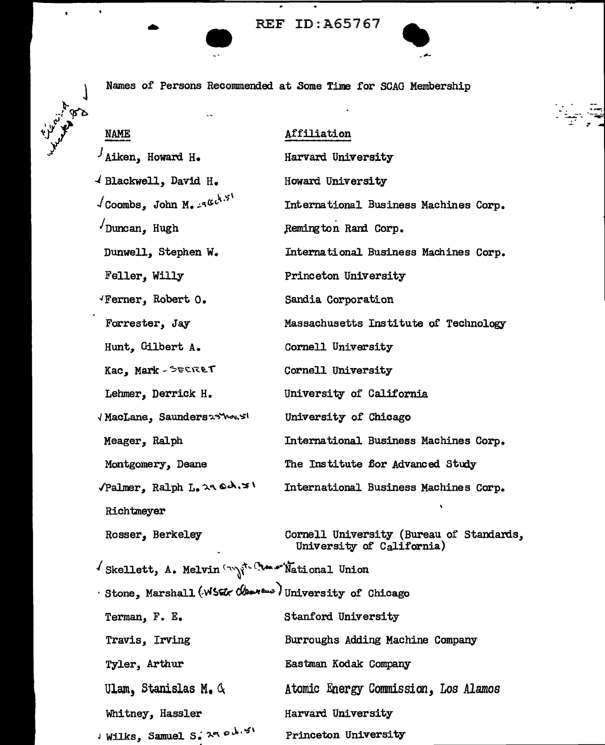REF ID:A65767

Names of Persons Recommended at Some Time for SCAG Membership

| NAME | Affiliation |
|---|---|
| ✓ Aiken, Howard H. | Harvard University |
| ✓ Blackwell, David H. | Howard University |
| ✓ Coombs, John M. 29 Oct. 51 | International Business Machines Corp. |
| ✓ Duncan, Hugh | Remington Rand Corp. |
| Dunwell, Stephen W. | International Business Machines Corp. |
| Feller, Willy | Princeton University |
| ✓ Ferner, Robert O. | Sandia Corporation |
| Forrester, Jay | Massachusetts Institute of Technology |
| Hunt, Gilbert A. | Cornell University |
| Kac, Mark - SECRET | Cornell University |
| Lehmer, Derrick H. | University of California |
| ✓ MacLane, Saunders 23 Nov. 51 | University of Chicago |
| Meager, Ralph | International Business Machines Corp. |
| Montgomery, Deane | The Institute for Advanced Study |
| ✓ Palmer, Ralph L. 29 Oct. 51 | International Business Machines Corp. |
| Richtmeyer | |
| Rosser, Berkeley | Cornell University (Bureau of Standards, University of California) |
| ✓ Skellett, A. Melvin (Crypt. Clearance) | National Union |
| Stone, Marshall (WSEG Clearance) | University of Chicago |
| Terman, F. E. | Stanford University |
| Travis, Irving | Burroughs Adding Machine Company |
| Tyler, Arthur | Eastman Kodak Company |
| Ulam, Stanislas M. Q | Atomic Energy Commission, Los Alamos |
| Whitney, Hassler | Harvard University |
| ✓ Wilks, Samuel S. 29 Oct. 51 | Princeton University |